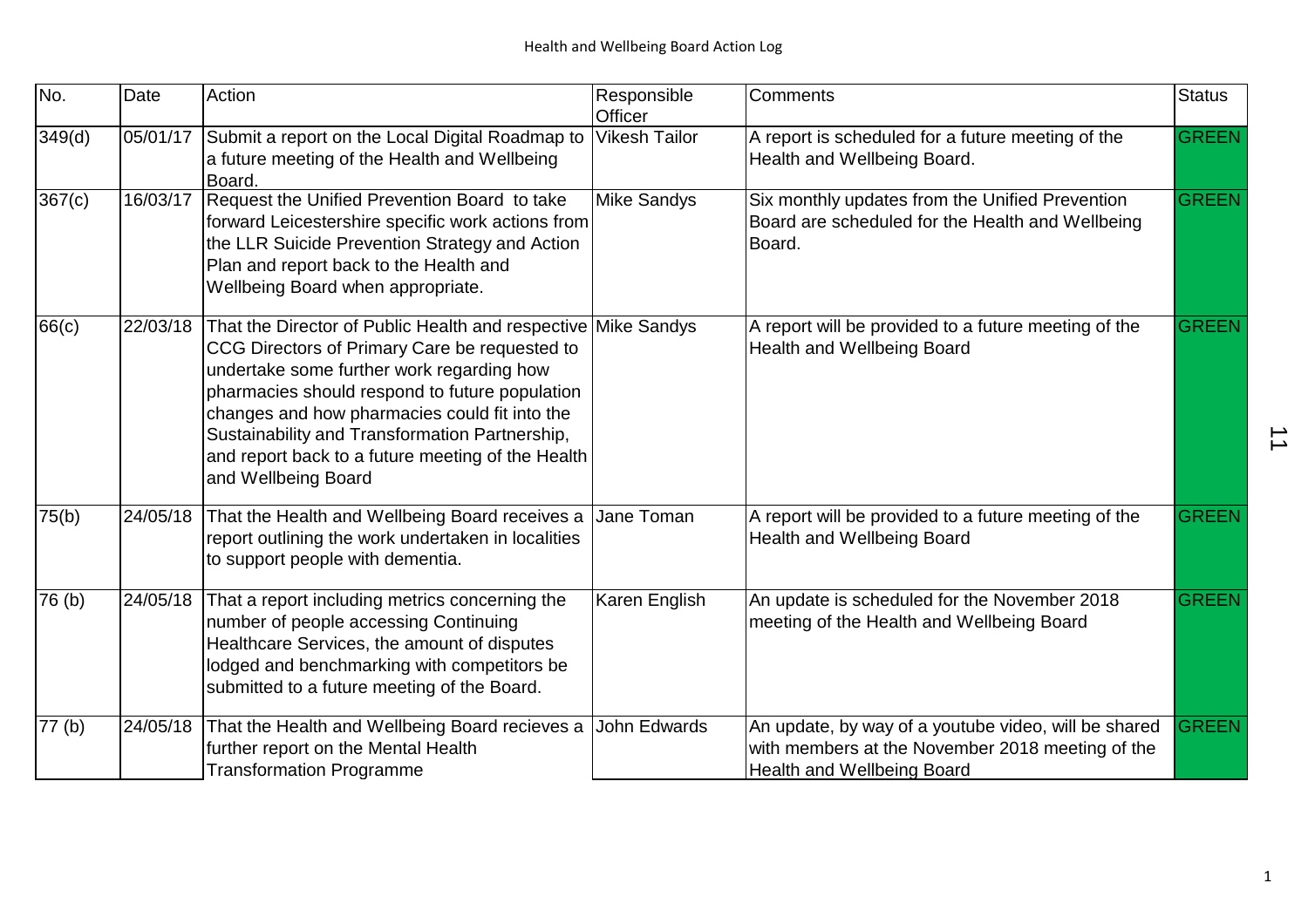# Health and Wellbeing Board Action Log

| No. | Date | Action | Responsible Officer | Comments | Status |
|---|---|---|---|---|---|
| 349(d) | 05/01/17 | Submit a report on the Local Digital Roadmap to a future meeting of the Health and Wellbeing Board. | Vikesh Tailor | A report is scheduled for a future meeting of the Health and Wellbeing Board. | GREEN |
| 367(c) | 16/03/17 | Request the Unified Prevention Board to take forward Leicestershire specific work actions from the LLR Suicide Prevention Strategy and Action Plan and report back to the Health and Wellbeing Board when appropriate. | Mike Sandys | Six monthly updates from the Unified Prevention Board are scheduled for the Health and Wellbeing Board. | GREEN |
| 66(c) | 22/03/18 | That the Director of Public Health and respective CCG Directors of Primary Care be requested to undertake some further work regarding how pharmacies should respond to future population changes and how pharmacies could fit into the Sustainability and Transformation Partnership, and report back to a future meeting of the Health and Wellbeing Board | Mike Sandys | A report will be provided to a future meeting of the Health and Wellbeing Board | GREEN |
| 75(b) | 24/05/18 | That the Health and Wellbeing Board receives a report outlining the work undertaken in localities to support people with dementia. | Jane Toman | A report will be provided to a future meeting of the Health and Wellbeing Board | GREEN |
| 76 (b) | 24/05/18 | That a report including metrics concerning the number of people accessing Continuing Healthcare Services, the amount of disputes lodged and benchmarking with competitors be submitted to a future meeting of the Board. | Karen English | An update is scheduled for the November 2018 meeting of the Health and Wellbeing Board | GREEN |
| 77 (b) | 24/05/18 | That the Health and Wellbeing Board recieves a further report on the Mental Health Transformation Programme | John Edwards | An update, by way of a youtube video, will be shared with members at the November 2018 meeting of the Health and Wellbeing Board | GREEN |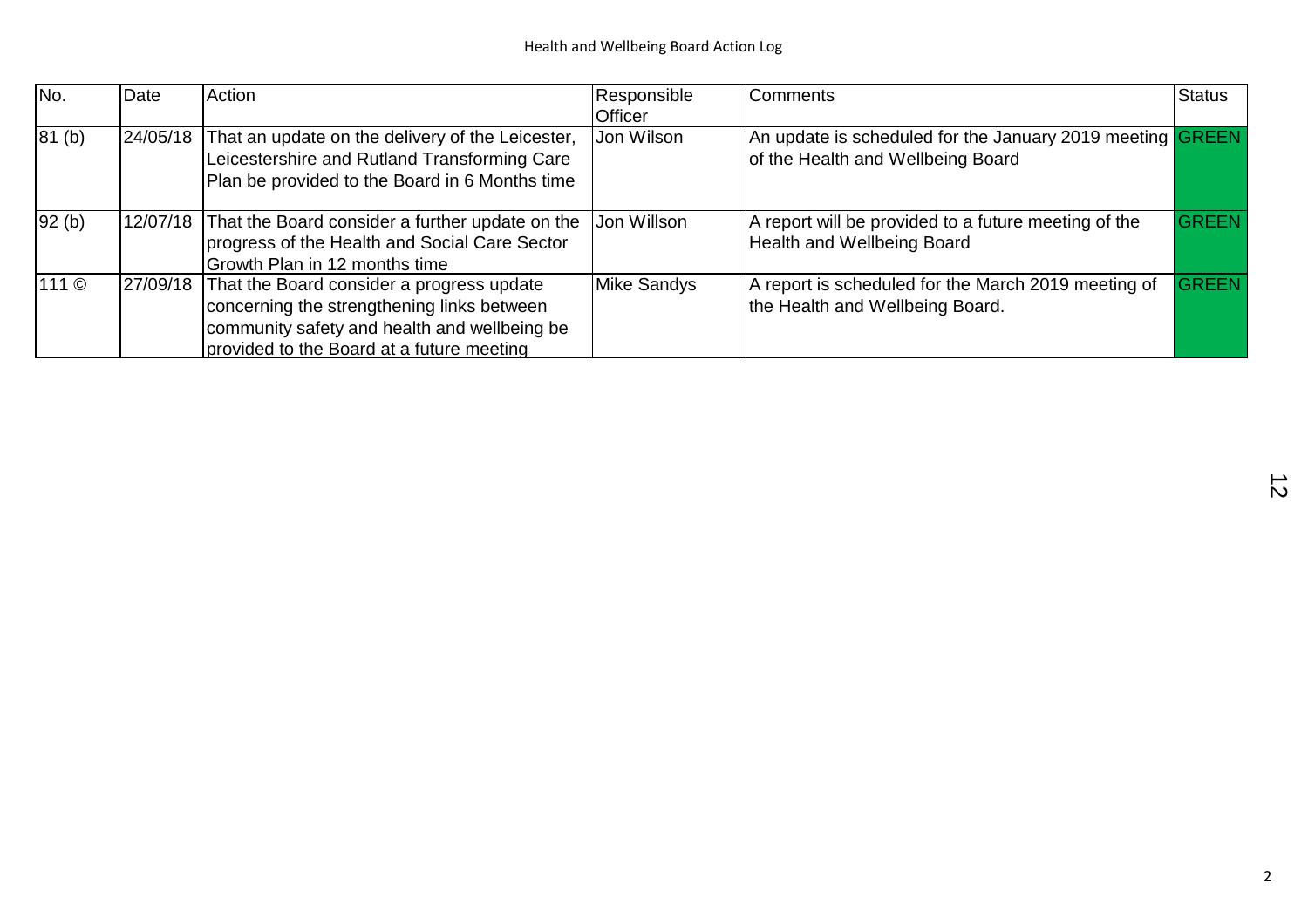Health and Wellbeing Board Action Log

| No. | Date | Action | Responsible Officer | Comments | Status |
|---|---|---|---|---|---|
| 81 (b) | 24/05/18 | That an update on the delivery of the Leicester, Leicestershire and Rutland Transforming Care Plan be provided to the Board in 6 Months time | Jon Wilson | An update is scheduled for the January 2019 meeting of the Health and Wellbeing Board | GREEN |
| 92 (b) | 12/07/18 | That the Board consider a further update on the progress of the Health and Social Care Sector Growth Plan in 12 months time | Jon Willson | A report will be provided to a future meeting of the Health and Wellbeing Board | GREEN |
| 111 © | 27/09/18 | That the Board consider a progress update concerning the strengthening links between community safety and health and wellbeing be provided to the Board at a future meeting | Mike Sandys | A report is scheduled for the March 2019 meeting of the Health and Wellbeing Board. | GREEN |